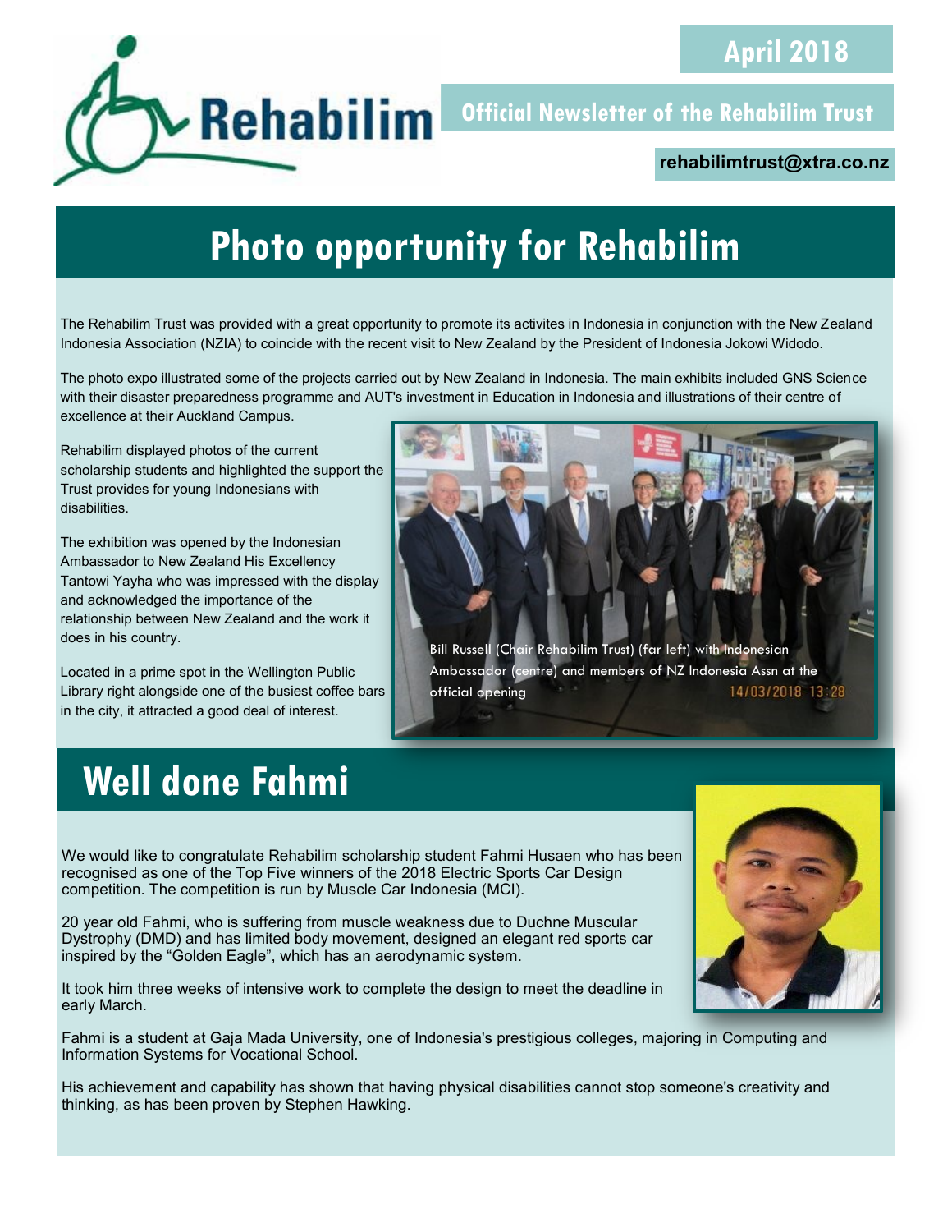April 2018

Rehabilim

Official Newsletter of the Rehabilim Trust

rehabilimtrust@xtra.co.nz

# Photo opportunity for Rehabilim

The Rehabilim Trust was provided with a great opportunity to promote its activites in Indonesia in conjunction with the New Zealand Indonesia Association (NZIA) to coincide with the recent visit to New Zealand by the President of Indonesia Jokowi Widodo.

The photo expo illustrated some of the projects carried out by New Zealand in Indonesia. The main exhibits included GNS Science with their disaster preparedness programme and AUT's investment in Education in Indonesia and illustrations of their centre of excellence at their Auckland Campus.

Rehabilim displayed photos of the current scholarship students and highlighted the support the Trust provides for young Indonesians with disabilities.

The exhibition was opened by the Indonesian Ambassador to New Zealand His Excellency Tantowi Yayha who was impressed with the display and acknowledged the importance of the relationship between New Zealand and the work it does in his country.

Located in a prime spot in the Wellington Public Library right alongside one of the busiest coffee bars in the city, it attracted a good deal of interest.

Bill Russell (Chair Rehabilim Trust) (far left) with Indonesian Ambassador (centre) and members of NZ Indonesia Assn at the official opening

# Well done Fahmi

We would like to congratulate Rehabilim scholarship student Fahmi Husaen who has been recognised as one of the Top Five winners of the 2018 Electric Sports Car Design competition. The competition is run by Muscle Car Indonesia (MCI).

20 year old Fahmi, who is suffering from muscle weakness due to Duchne Muscular Dystrophy (DMD) and has limited body movement, designed an elegant red sports car inspired by the "Golden Eagle", which has an aerodynamic system.

It took him three weeks of intensive work to complete the design to meet the deadline in early March.

Fahmi is a student at Gaja Mada University, one of Indonesia's prestigious colleges, majoring in Computing and Information Systems for Vocational School.

His achievement and capability has shown that having physical disabilities cannot stop someone's creativity and thinking, as has been proven by Stephen Hawking.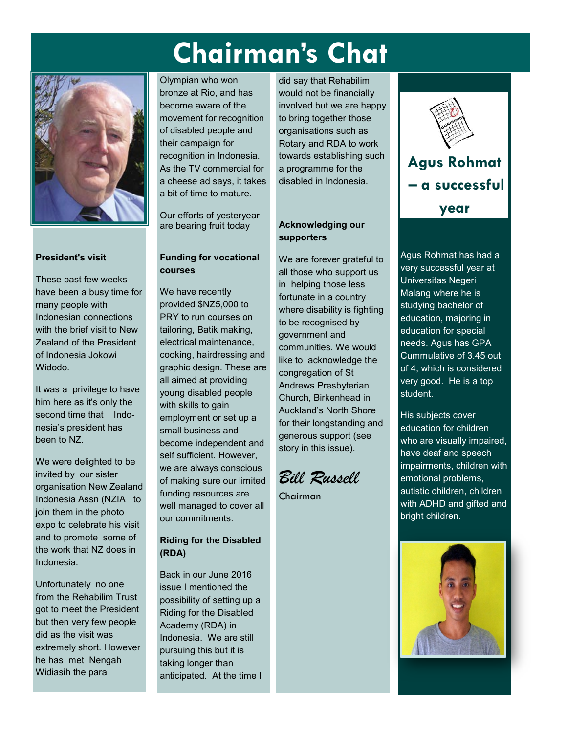# Chairman's Chat

### President's visit

These past few weeks have been a busy time for many people with Indonesian connections with the brief visit to New Zealand of the President of Indonesia Jokowi Widodo.

It was a privilege to have him here as it's only the second time that Indonesia's president has been to NZ.

We were delighted to be invited by our sister organisation New Zealand Indonesia Assn (NZIA to join them in the photo expo to celebrate his visit and to promote some of the work that NZ does in Indonesia.

Unfortunately no one from the Rehabilim Trust got to meet the President but then very few people did as the visit was extremely short. However he has met Nengah Widiasih the para Olympian who won bronze at Rio, and has become aware of the movement for recognition of disabled people and their campaign for recognition in Indonesia. As the TV commercial for a cheese ad says, it takes a bit of time to mature.

Our efforts of yesteryear are bearing fruit today

### Funding for vocational courses

We have recently provided $NZ5,000 to PRY to run courses on tailoring, Batik making, electrical maintenance, cooking, hairdressing and graphic design. These are all aimed at providing young disabled people with skills to gain employment or set up a small business and become independent and self sufficient. However, we are always conscious of making sure our limited funding resources are well managed to cover all our commitments.

### Riding for the Disabled (RDA)

Back in our June 2016 issue I mentioned the possibility of setting up a Riding for the Disabled Academy (RDA) in Indonesia. We are still pursuing this but it is taking longer than anticipated. At the time I did say that Rehabilim would not be financially involved but we are happy to bring together those organisations such as Rotary and RDA to work towards establishing such a programme for the disabled in Indonesia.

### Acknowledging our supporters

We are forever grateful to all those who support us in helping those less fortunate in a country where disability is fighting to be recognised by government and communities. We would like to acknowledge the congregation of St Andrews Presbyterian Church, Birkenhead in Auckland's North Shore for their longstanding and generous support (see story in this issue).

*Bill Russell*

Chairman

## Agus Rohmat – a successful year

Agus Rohmat has had a very successful year at Universitas Negeri Malang where he is studying bachelor of education, majoring in education for special needs. Agus has GPA Cummulative of 3.45 out of 4, which is considered very good. He is a top student.

His subjects cover education for children who are visually impaired, have deaf and speech impairments, children with emotional problems, autistic children, children with ADHD and gifted and bright children.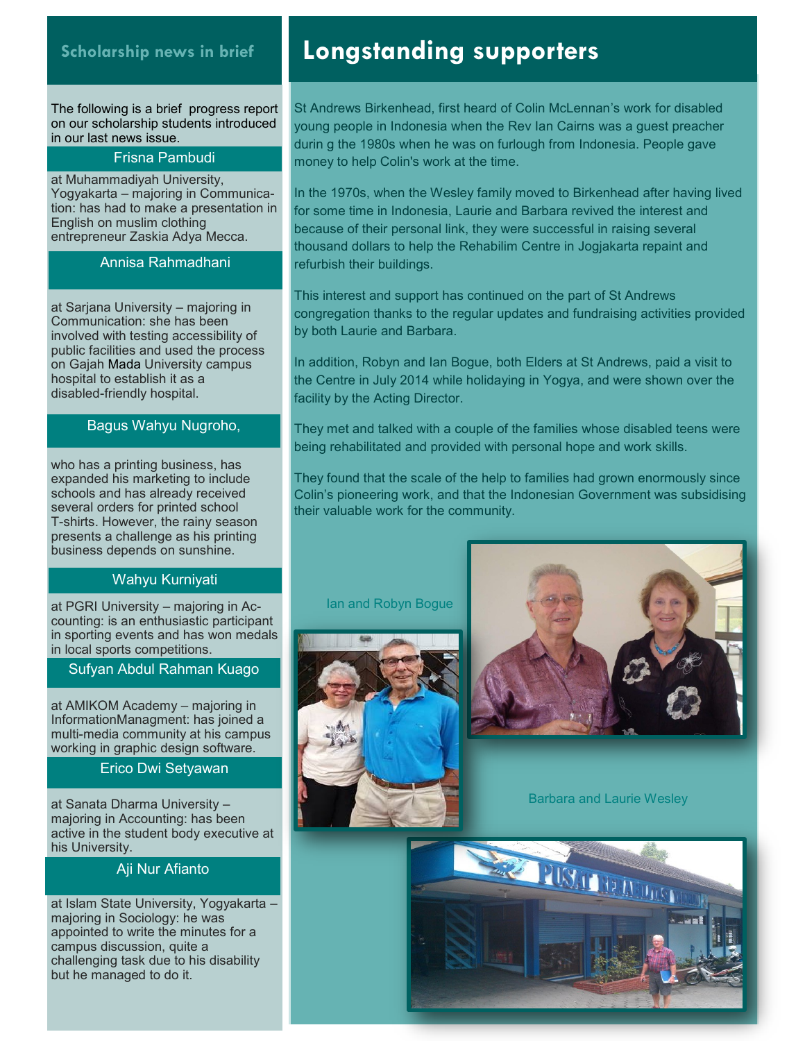## Scholarship news in brief

The following is a brief progress report on our scholarship students introduced in our last news issue.

### Frisna Pambudi

at Muhammadiyah University, Yogyakarta – majoring in Communication: has had to make a presentation in English on muslim clothing entrepreneur Zaskia Adya Mecca.

### Annisa Rahmadhani

at Sarjana University – majoring in Communication: she has been involved with testing accessibility of public facilities and used the process on Gajah Mada University campus hospital to establish it as a disabled-friendly hospital.

### Bagus Wahyu Nugroho,

who has a printing business, has expanded his marketing to include schools and has already received several orders for printed school T-shirts. However, the rainy season presents a challenge as his printing business depends on sunshine.

### Wahyu Kurniyati

at PGRI University – majoring in Accounting: is an enthusiastic participant in sporting events and has won medals in local sports competitions.

### Sufyan Abdul Rahman Kuago

at AMIKOM Academy – majoring in InformationManagment: has joined a multi-media community at his campus working in graphic design software.

### Erico Dwi Setyawan

at Sanata Dharma University – majoring in Accounting: has been active in the student body executive at his University.

### Aji Nur Afianto

at Islam State University, Yogyakarta – majoring in Sociology: he was appointed to write the minutes for a campus discussion, quite a challenging task due to his disability but he managed to do it.

# Longstanding supporters

St Andrews Birkenhead, first heard of Colin McLennan's work for disabled young people in Indonesia when the Rev Ian Cairns was a guest preacher durin g the 1980s when he was on furlough from Indonesia. People gave money to help Colin's work at the time.

In the 1970s, when the Wesley family moved to Birkenhead after having lived for some time in Indonesia, Laurie and Barbara revived the interest and because of their personal link, they were successful in raising several thousand dollars to help the Rehabilim Centre in Jogjakarta repaint and refurbish their buildings.

This interest and support has continued on the part of St Andrews congregation thanks to the regular updates and fundraising activities provided by both Laurie and Barbara.

In addition, Robyn and Ian Bogue, both Elders at St Andrews, paid a visit to the Centre in July 2014 while holidaying in Yogya, and were shown over the facility by the Acting Director.

They met and talked with a couple of the families whose disabled teens were being rehabilitated and provided with personal hope and work skills.

They found that the scale of the help to families had grown enormously since Colin's pioneering work, and that the Indonesian Government was subsidising their valuable work for the community.

Ian and Robyn Bogue

Barbara and Laurie Wesley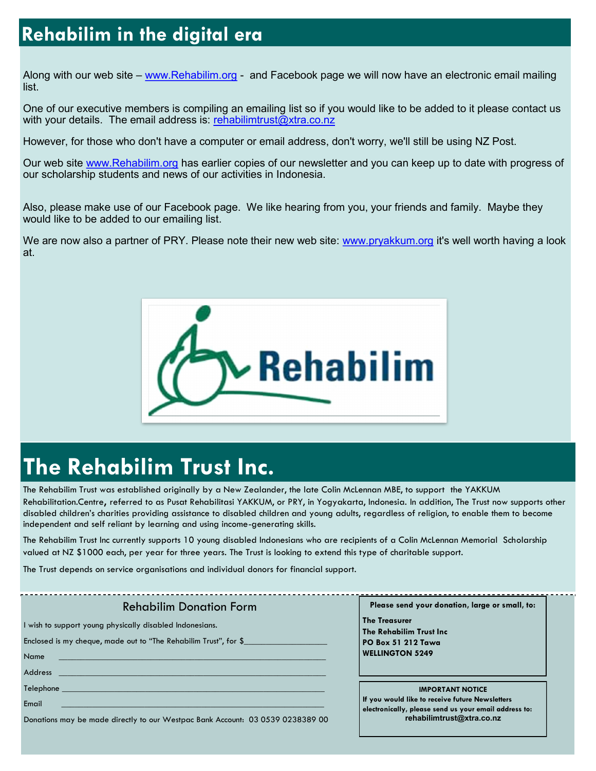## Rehabilim in the digital era

Along with our web site – www.Rehabilim.org - and Facebook page we will now have an electronic email mailing list.

One of our executive members is compiling an emailing list so if you would like to be added to it please contact us with your details. The email address is: rehabilimtrust@xtra.co.nz

However, for those who don't have a computer or email address, don't worry, we'll still be using NZ Post.

Our web site www.Rehabilim.org has earlier copies of our newsletter and you can keep up to date with progress of our scholarship students and news of our activities in Indonesia.

Also, please make use of our Facebook page. We like hearing from you, your friends and family. Maybe they would like to be added to our emailing list.

We are now also a partner of PRY. Please note their new web site: www.pryakkum.org it's well worth having a look at.

Rehabilim

## The Rehabilim Trust Inc.

The Rehabilim Trust was established originally by a New Zealander, the late Colin McLennan MBE, to support the YAKKUM Rehabilitation.Centre, referred to as Pusat Rehabilitasi YAKKUM, or PRY, in Yogyakarta, Indonesia. In addition, The Trust now supports other disabled children's charities providing assistance to disabled children and young adults, regardless of religion, to enable them to become independent and self reliant by learning and using income-generating skills.

The Rehabilim Trust Inc currently supports 10 young disabled Indonesians who are recipients of a Colin McLennan Memorial Scholarship valued at NZ $1000 each, per year for three years. The Trust is looking to extend this type of charitable support.

The Trust depends on service organisations and individual donors for financial support.

### Rehabilim Donation Form

I wish to support young physically disabled Indonesians.

Enclosed is my cheque, made out to "The Rehabilim Trust", for $__________________

Name ____________________________________________________________

Address __________________________________________________________

Telephone ________________________________________________________

Email ____________________________________________________________

Donations may be made directly to our Westpac Bank Account: 03 0539 0238389 00

**Please send your donation, large or small, to:**

**The Treasurer**
**The Rehabilim Trust Inc**
**PO Box 51 212 Tawa**
**WELLINGTON 5249**

**IMPORTANT NOTICE**

**If you would like to receive future Newsletters electronically, please send us your email address to:**
**rehabilimtrust@xtra.co.nz**